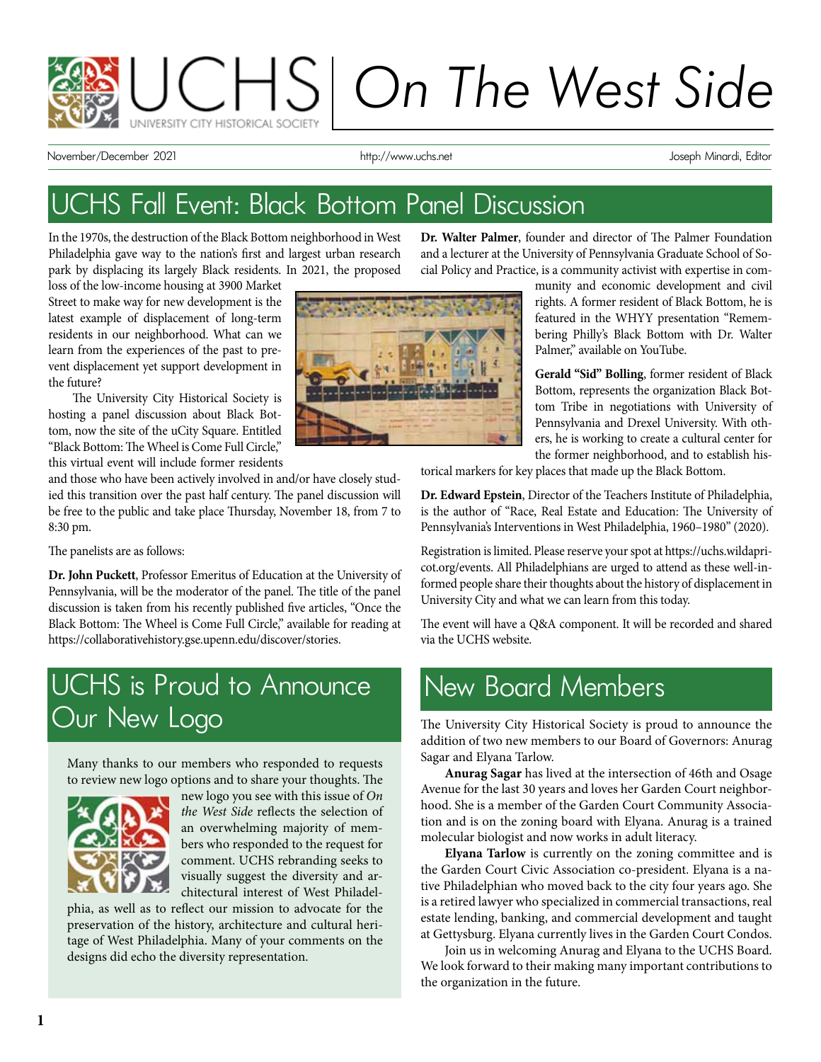# UCHS | On The West Side

November/December 2021 — http://www.uchs.net — Joseph Minardi, Editor

## UCHS Fall Event: Black Bottom Panel Discussion

In the 1970s, the destruction of the Black Bottom neighborhood in West Philadelphia gave way to the nation's first and largest urban research park by displacing its largely Black residents. In 2021, the proposed loss of the low-income housing at 3900 Market Street to make way for new development is the latest example of displacement of long-term residents in our neighborhood. What can we learn from the experiences of the past to prevent displacement yet support development in the future?

The University City Historical Society is hosting a panel discussion about Black Bottom, now the site of the uCity Square. Entitled "Black Bottom: The Wheel is Come Full Circle," this virtual event will include former residents and those who have been actively involved in and/or have closely studied this transition over the past half century. The panel discussion will be free to the public and take place Thursday, November 18, from 7 to 8:30 pm.

The panelists are as follows:

**Dr. John Puckett**, Professor Emeritus of Education at the University of Pennsylvania, will be the moderator of the panel. The title of the panel discussion is taken from his recently published five articles, "Once the Black Bottom: The Wheel is Come Full Circle," available for reading at https://collaborativehistory.gse.upenn.edu/discover/stories.

**Dr. Walter Palmer**, founder and director of The Palmer Foundation and a lecturer at the University of Pennsylvania Graduate School of Social Policy and Practice, is a community activist with expertise in community and economic development and civil rights. A former resident of Black Bottom, he is featured in the WHYY presentation "Remembering Philly's Black Bottom with Dr. Walter Palmer," available on YouTube.

**Gerald "Sid" Bolling**, former resident of Black Bottom, represents the organization Black Bottom Tribe in negotiations with University of Pennsylvania and Drexel University. With others, he is working to create a cultural center for the former neighborhood, and to establish historical markers for key places that made up the Black Bottom.

**Dr. Edward Epstein**, Director of the Teachers Institute of Philadelphia, is the author of "Race, Real Estate and Education: The University of Pennsylvania's Interventions in West Philadelphia, 1960–1980" (2020).

Registration is limited. Please reserve your spot at https://uchs.wildapricot.org/events. All Philadelphians are urged to attend as these well-informed people share their thoughts about the history of displacement in University City and what we can learn from this today.

The event will have a Q&A component. It will be recorded and shared via the UCHS website.

## UCHS is Proud to Announce Our New Logo

Many thanks to our members who responded to requests to review new logo options and to share your thoughts. The new logo you see with this issue of *On the West Side* reflects the selection of an overwhelming majority of members who responded to the request for comment. UCHS rebranding seeks to visually suggest the diversity and architectural interest of West Philadelphia, as well as to reflect our mission to advocate for the preservation of the history, architecture and cultural heritage of West Philadelphia. Many of your comments on the designs did echo the diversity representation.

## New Board Members

The University City Historical Society is proud to announce the addition of two new members to our Board of Governors: Anurag Sagar and Elyana Tarlow.

**Anurag Sagar** has lived at the intersection of 46th and Osage Avenue for the last 30 years and loves her Garden Court neighborhood. She is a member of the Garden Court Community Association and is on the zoning board with Elyana. Anurag is a trained molecular biologist and now works in adult literacy.

**Elyana Tarlow** is currently on the zoning committee and is the Garden Court Civic Association co-president. Elyana is a native Philadelphian who moved back to the city four years ago. She is a retired lawyer who specialized in commercial transactions, real estate lending, banking, and commercial development and taught at Gettysburg. Elyana currently lives in the Garden Court Condos.

Join us in welcoming Anurag and Elyana to the UCHS Board. We look forward to their making many important contributions to the organization in the future.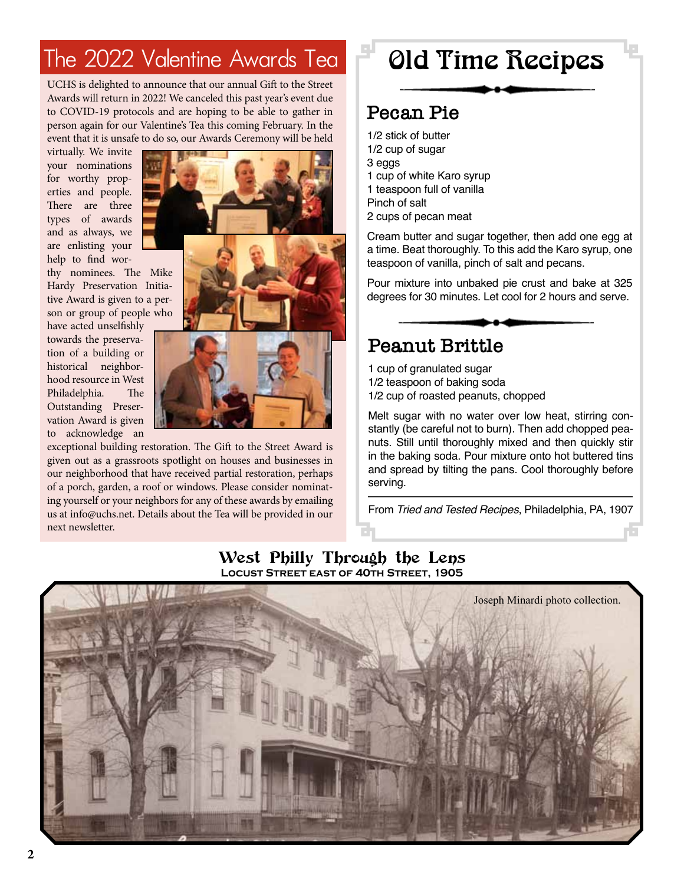## The 2022 Valentine Awards Tea

UCHS is delighted to announce that our annual Gift to the Street Awards will return in 2022! We canceled this past year's event due to COVID-19 protocols and are hoping to be able to gather in person again for our Valentine's Tea this coming February. In the event that it is unsafe to do so, our Awards Ceremony will be held virtually. We invite your nominations for worthy properties and people. There are three types of awards and as always, we are enlisting your help to find worthy nominees. The Mike Hardy Preservation Initiative Award is given to a person or group of people who have acted unselfishly towards the preservation of a building or historical neighborhood resource in West Philadelphia. The Outstanding Preservation Award is given to acknowledge an exceptional building restoration. The Gift to the Street Award is given out as a grassroots spotlight on houses and businesses in our neighborhood that have received partial restoration, perhaps of a porch, garden, a roof or windows. Please consider nominating yourself or your neighbors for any of these awards by emailing us at info@uchs.net. Details about the Tea will be provided in our next newsletter.

# Old Time Recipes

## Pecan Pie

1/2 stick of butter
1/2 cup of sugar
3 eggs
1 cup of white Karo syrup
1 teaspoon full of vanilla
Pinch of salt
2 cups of pecan meat

Cream butter and sugar together, then add one egg at a time. Beat thoroughly. To this add the Karo syrup, one teaspoon of vanilla, pinch of salt and pecans.

Pour mixture into unbaked pie crust and bake at 325 degrees for 30 minutes. Let cool for 2 hours and serve.

## Peanut Brittle

1 cup of granulated sugar
1/2 teaspoon of baking soda
1/2 cup of roasted peanuts, chopped

Melt sugar with no water over low heat, stirring constantly (be careful not to burn). Then add chopped peanuts. Still until thoroughly mixed and then quickly stir in the baking soda. Pour mixture onto hot buttered tins and spread by tilting the pans. Cool thoroughly before serving.

From *Tried and Tested Recipes*, Philadelphia, PA, 1907

## West Philly Through the Lens

**Locust Street east of 40th Street, 1905**

Joseph Minardi photo collection.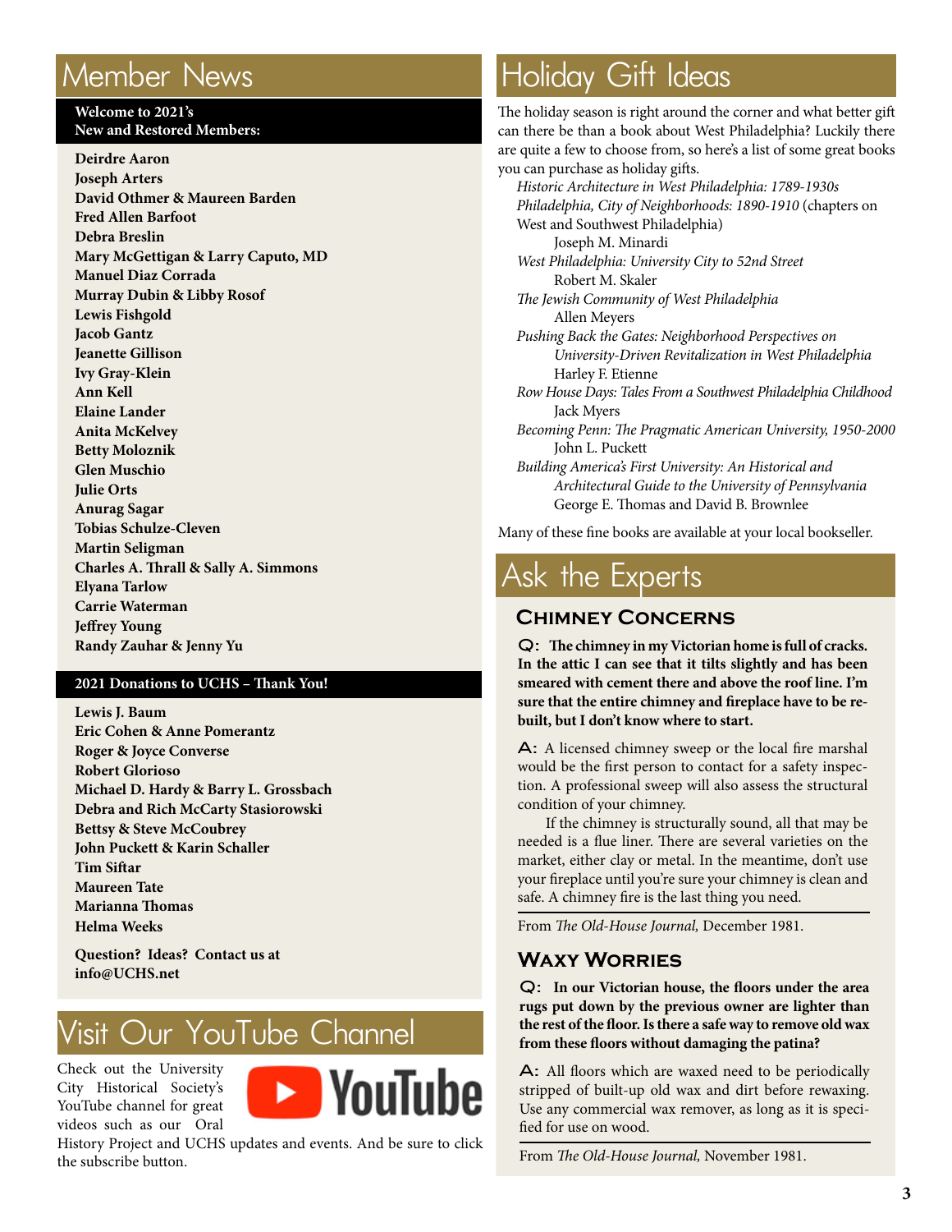# Member News

**Welcome to 2021's New and Restored Members:**

**Deirdre Aaron**
**Joseph Arters**
**David Othmer & Maureen Barden**
**Fred Allen Barfoot**
**Debra Breslin**
**Mary McGettigan & Larry Caputo, MD**
**Manuel Diaz Corrada**
**Murray Dubin & Libby Rosof**
**Lewis Fishgold**
**Jacob Gantz**
**Jeanette Gillison**
**Ivy Gray-Klein**
**Ann Kell**
**Elaine Lander**
**Anita McKelvey**
**Betty Moloznik**
**Glen Muschio**
**Julie Orts**
**Anurag Sagar**
**Tobias Schulze-Cleven**
**Martin Seligman**
**Charles A. Thrall & Sally A. Simmons**
**Elyana Tarlow**
**Carrie Waterman**
**Jeffrey Young**
**Randy Zauhar & Jenny Yu**

**2021 Donations to UCHS – Thank You!**

**Lewis J. Baum**
**Eric Cohen & Anne Pomerantz**
**Roger & Joyce Converse**
**Robert Glorioso**
**Michael D. Hardy & Barry L. Grossbach**
**Debra and Rich McCarty Stasiorowski**
**Bettsy & Steve McCoubrey**
**John Puckett & Karin Schaller**
**Tim Siftar**
**Maureen Tate**
**Marianna Thomas**
**Helma Weeks**

**Question? Ideas? Contact us at info@UCHS.net**

# Visit Our YouTube Channel

Check out the University City Historical Society's YouTube channel for great videos such as our Oral History Project and UCHS updates and events. And be sure to click the subscribe button.

# Holiday Gift Ideas

The holiday season is right around the corner and what better gift can there be than a book about West Philadelphia? Luckily there are quite a few to choose from, so here's a list of some great books you can purchase as holiday gifts.

*Historic Architecture in West Philadelphia: 1789-1930s*
*Philadelphia, City of Neighborhoods: 1890-1910* (chapters on West and Southwest Philadelphia)
Joseph M. Minardi

*West Philadelphia: University City to 52nd Street*
Robert M. Skaler

*The Jewish Community of West Philadelphia*
Allen Meyers

*Pushing Back the Gates: Neighborhood Perspectives on University-Driven Revitalization in West Philadelphia*
Harley F. Etienne

*Row House Days: Tales From a Southwest Philadelphia Childhood*
Jack Myers

*Becoming Penn: The Pragmatic American University, 1950-2000*
John L. Puckett

*Building America's First University: An Historical and Architectural Guide to the University of Pennsylvania*
George E. Thomas and David B. Brownlee

Many of these fine books are available at your local bookseller.

# Ask the Experts

## Chimney Concerns

**Q: The chimney in my Victorian home is full of cracks. In the attic I can see that it tilts slightly and has been smeared with cement there and above the roof line. I'm sure that the entire chimney and fireplace have to be rebuilt, but I don't know where to start.**

**A:** A licensed chimney sweep or the local fire marshal would be the first person to contact for a safety inspection. A professional sweep will also assess the structural condition of your chimney.

If the chimney is structurally sound, all that may be needed is a flue liner. There are several varieties on the market, either clay or metal. In the meantime, don't use your fireplace until you're sure your chimney is clean and safe. A chimney fire is the last thing you need.

From *The Old-House Journal,* December 1981.

## Waxy Worries

**Q: In our Victorian house, the floors under the area rugs put down by the previous owner are lighter than the rest of the floor. Is there a safe way to remove old wax from these floors without damaging the patina?**

**A:** All floors which are waxed need to be periodically stripped of built-up old wax and dirt before rewaxing. Use any commercial wax remover, as long as it is specified for use on wood.

From *The Old-House Journal,* November 1981.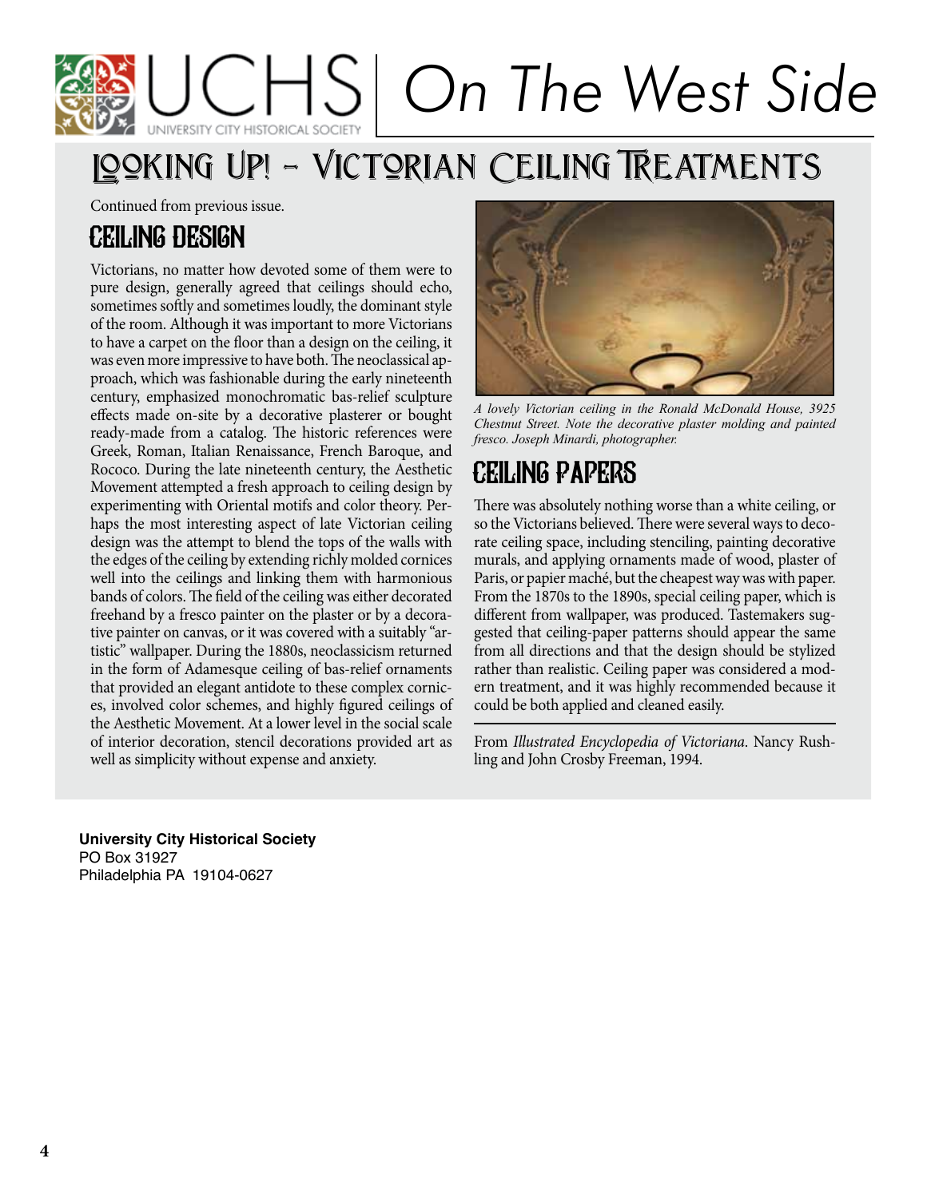# UCHS | On The West Side

UNIVERSITY CITY HISTORICAL SOCIETY

## Looking Up! – Victorian Ceiling Treatments

Continued from previous issue.

### Ceiling Design

Victorians, no matter how devoted some of them were to pure design, generally agreed that ceilings should echo, sometimes softly and sometimes loudly, the dominant style of the room. Although it was important to more Victorians to have a carpet on the floor than a design on the ceiling, it was even more impressive to have both. The neoclassical approach, which was fashionable during the early nineteenth century, emphasized monochromatic bas-relief sculpture effects made on-site by a decorative plasterer or bought ready-made from a catalog. The historic references were Greek, Roman, Italian Renaissance, French Baroque, and Rococo. During the late nineteenth century, the Aesthetic Movement attempted a fresh approach to ceiling design by experimenting with Oriental motifs and color theory. Perhaps the most interesting aspect of late Victorian ceiling design was the attempt to blend the tops of the walls with the edges of the ceiling by extending richly molded cornices well into the ceilings and linking them with harmonious bands of colors. The field of the ceiling was either decorated freehand by a fresco painter on the plaster or by a decorative painter on canvas, or it was covered with a suitably "artistic" wallpaper. During the 1880s, neoclassicism returned in the form of Adamesque ceiling of bas-relief ornaments that provided an elegant antidote to these complex cornices, involved color schemes, and highly figured ceilings of the Aesthetic Movement. At a lower level in the social scale of interior decoration, stencil decorations provided art as well as simplicity without expense and anxiety.

*A lovely Victorian ceiling in the Ronald McDonald House, 3925 Chestnut Street. Note the decorative plaster molding and painted fresco. Joseph Minardi, photographer.*

### Ceiling Papers

There was absolutely nothing worse than a white ceiling, or so the Victorians believed. There were several ways to decorate ceiling space, including stenciling, painting decorative murals, and applying ornaments made of wood, plaster of Paris, or papier maché, but the cheapest way was with paper. From the 1870s to the 1890s, special ceiling paper, which is different from wallpaper, was produced. Tastemakers suggested that ceiling-paper patterns should appear the same from all directions and that the design should be stylized rather than realistic. Ceiling paper was considered a modern treatment, and it was highly recommended because it could be both applied and cleaned easily.

From *Illustrated Encyclopedia of Victoriana*. Nancy Rushling and John Crosby Freeman, 1994.

**University City Historical Society**
PO Box 31927
Philadelphia PA 19104-0627